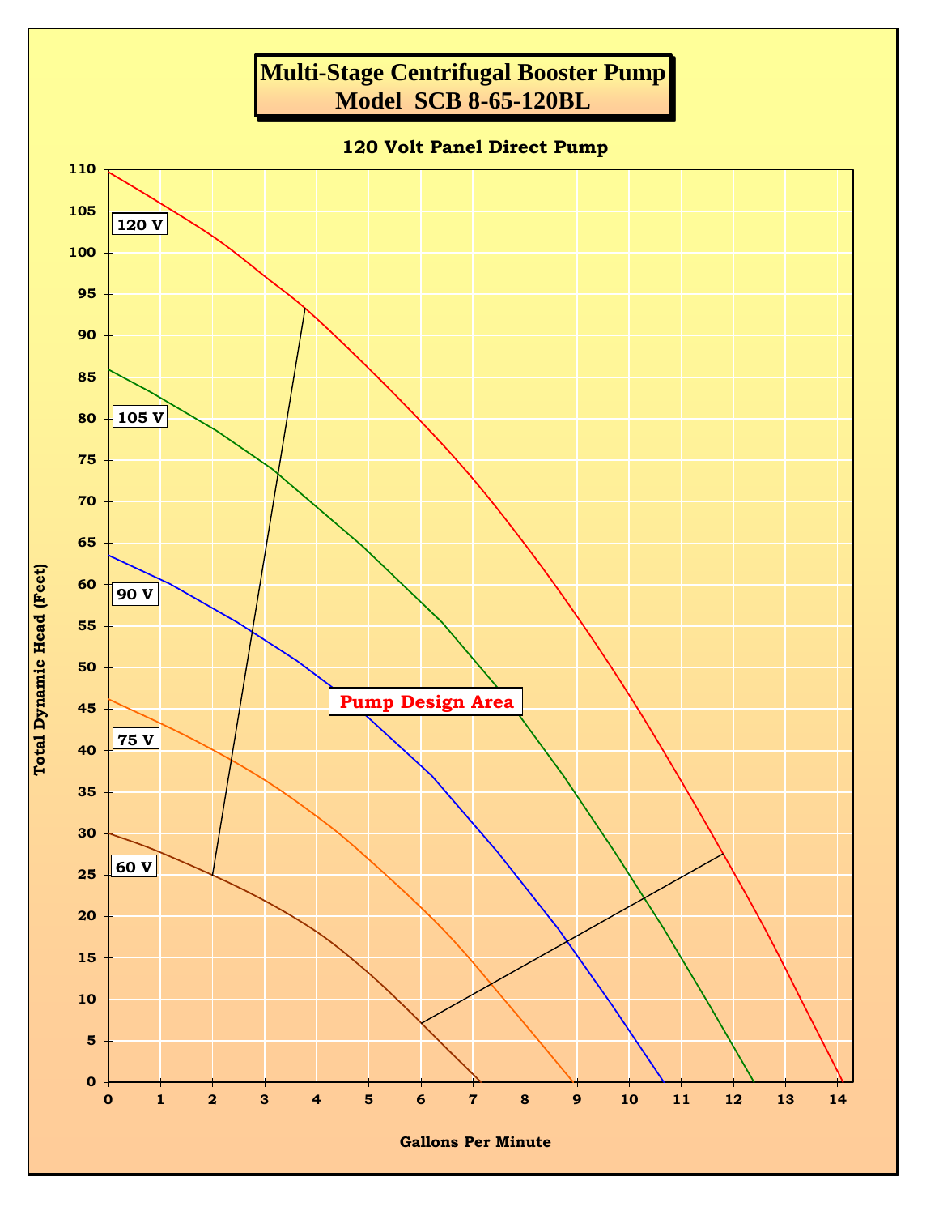# Multi-Stage Centrifugal Booster Pump
## Model SCB 8-65-120BL

### 120 Volt Panel Direct Pump

Total Dynamic Head (Feet)

120 V

105 V

90 V

75 V

60 V

Pump Design Area

Gallons Per Minute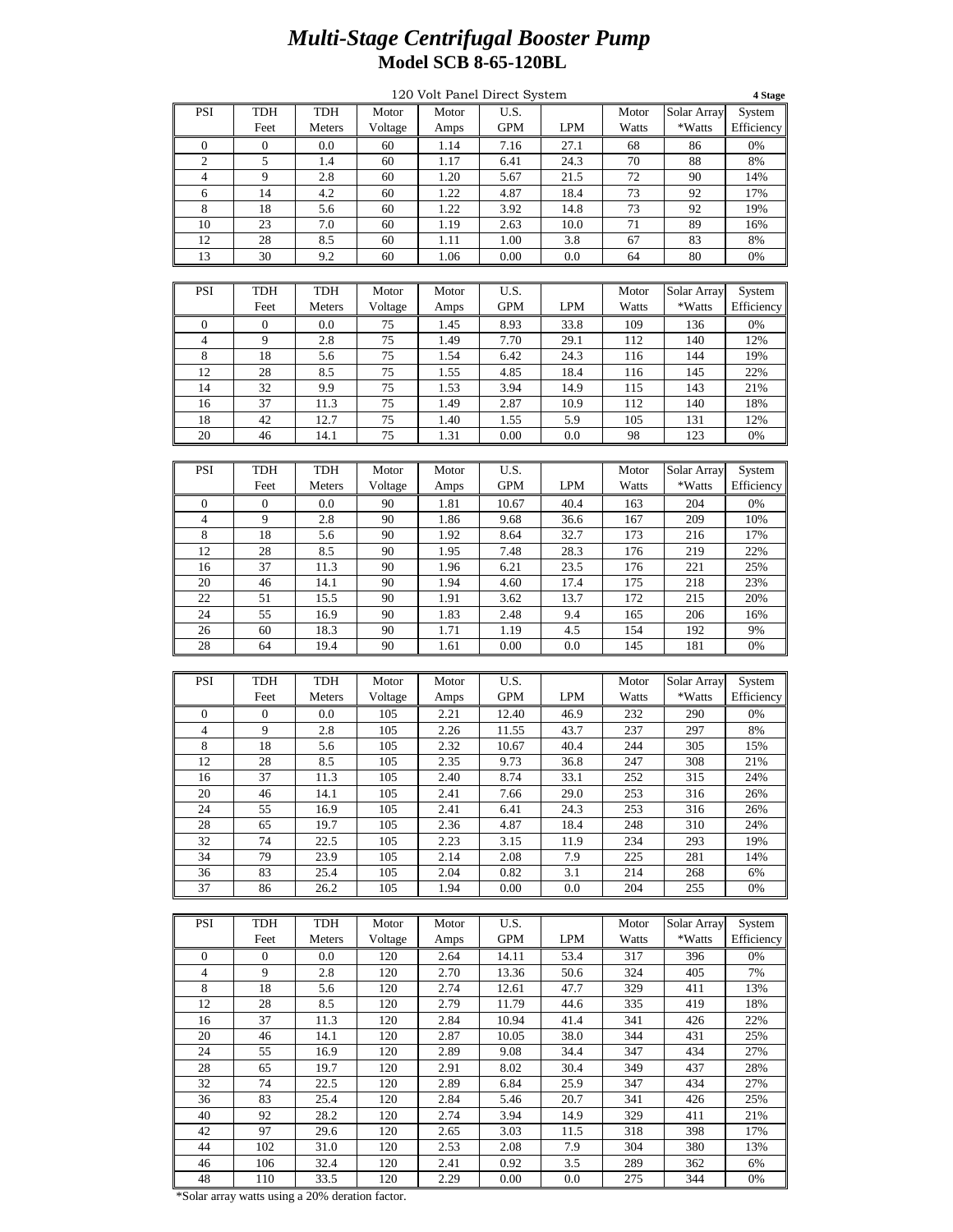# *Multi-Stage Centrifugal Booster Pump*

## Model SCB 8-65-120BL

120 Volt Panel Direct System **4 Stage**

| PSI | TDH Feet | TDH Meters | Motor Voltage | Motor Amps | U.S. GPM | LPM | Motor Watts | Solar Array *Watts | System Efficiency |
|---|---|---|---|---|---|---|---|---|---|
| 0 | 0 | 0.0 | 60 | 1.14 | 7.16 | 27.1 | 68 | 86 | 0% |
| 2 | 5 | 1.4 | 60 | 1.17 | 6.41 | 24.3 | 70 | 88 | 8% |
| 4 | 9 | 2.8 | 60 | 1.20 | 5.67 | 21.5 | 72 | 90 | 14% |
| 6 | 14 | 4.2 | 60 | 1.22 | 4.87 | 18.4 | 73 | 92 | 17% |
| 8 | 18 | 5.6 | 60 | 1.22 | 3.92 | 14.8 | 73 | 92 | 19% |
| 10 | 23 | 7.0 | 60 | 1.19 | 2.63 | 10.0 | 71 | 89 | 16% |
| 12 | 28 | 8.5 | 60 | 1.11 | 1.00 | 3.8 | 67 | 83 | 8% |
| 13 | 30 | 9.2 | 60 | 1.06 | 0.00 | 0.0 | 64 | 80 | 0% |

| PSI | TDH Feet | TDH Meters | Motor Voltage | Motor Amps | U.S. GPM | LPM | Motor Watts | Solar Array *Watts | System Efficiency |
|---|---|---|---|---|---|---|---|---|---|
| 0 | 0 | 0.0 | 75 | 1.45 | 8.93 | 33.8 | 109 | 136 | 0% |
| 4 | 9 | 2.8 | 75 | 1.49 | 7.70 | 29.1 | 112 | 140 | 12% |
| 8 | 18 | 5.6 | 75 | 1.54 | 6.42 | 24.3 | 116 | 144 | 19% |
| 12 | 28 | 8.5 | 75 | 1.55 | 4.85 | 18.4 | 116 | 145 | 22% |
| 14 | 32 | 9.9 | 75 | 1.53 | 3.94 | 14.9 | 115 | 143 | 21% |
| 16 | 37 | 11.3 | 75 | 1.49 | 2.87 | 10.9 | 112 | 140 | 18% |
| 18 | 42 | 12.7 | 75 | 1.40 | 1.55 | 5.9 | 105 | 131 | 12% |
| 20 | 46 | 14.1 | 75 | 1.31 | 0.00 | 0.0 | 98 | 123 | 0% |

| PSI | TDH Feet | TDH Meters | Motor Voltage | Motor Amps | U.S. GPM | LPM | Motor Watts | Solar Array *Watts | System Efficiency |
|---|---|---|---|---|---|---|---|---|---|
| 0 | 0 | 0.0 | 90 | 1.81 | 10.67 | 40.4 | 163 | 204 | 0% |
| 4 | 9 | 2.8 | 90 | 1.86 | 9.68 | 36.6 | 167 | 209 | 10% |
| 8 | 18 | 5.6 | 90 | 1.92 | 8.64 | 32.7 | 173 | 216 | 17% |
| 12 | 28 | 8.5 | 90 | 1.95 | 7.48 | 28.3 | 176 | 219 | 22% |
| 16 | 37 | 11.3 | 90 | 1.96 | 6.21 | 23.5 | 176 | 221 | 25% |
| 20 | 46 | 14.1 | 90 | 1.94 | 4.60 | 17.4 | 175 | 218 | 23% |
| 22 | 51 | 15.5 | 90 | 1.91 | 3.62 | 13.7 | 172 | 215 | 20% |
| 24 | 55 | 16.9 | 90 | 1.83 | 2.48 | 9.4 | 165 | 206 | 16% |
| 26 | 60 | 18.3 | 90 | 1.71 | 1.19 | 4.5 | 154 | 192 | 9% |
| 28 | 64 | 19.4 | 90 | 1.61 | 0.00 | 0.0 | 145 | 181 | 0% |

| PSI | TDH Feet | TDH Meters | Motor Voltage | Motor Amps | U.S. GPM | LPM | Motor Watts | Solar Array *Watts | System Efficiency |
|---|---|---|---|---|---|---|---|---|---|
| 0 | 0 | 0.0 | 105 | 2.21 | 12.40 | 46.9 | 232 | 290 | 0% |
| 4 | 9 | 2.8 | 105 | 2.26 | 11.55 | 43.7 | 237 | 297 | 8% |
| 8 | 18 | 5.6 | 105 | 2.32 | 10.67 | 40.4 | 244 | 305 | 15% |
| 12 | 28 | 8.5 | 105 | 2.35 | 9.73 | 36.8 | 247 | 308 | 21% |
| 16 | 37 | 11.3 | 105 | 2.40 | 8.74 | 33.1 | 252 | 315 | 24% |
| 20 | 46 | 14.1 | 105 | 2.41 | 7.66 | 29.0 | 253 | 316 | 26% |
| 24 | 55 | 16.9 | 105 | 2.41 | 6.41 | 24.3 | 253 | 316 | 26% |
| 28 | 65 | 19.7 | 105 | 2.36 | 4.87 | 18.4 | 248 | 310 | 24% |
| 32 | 74 | 22.5 | 105 | 2.23 | 3.15 | 11.9 | 234 | 293 | 19% |
| 34 | 79 | 23.9 | 105 | 2.14 | 2.08 | 7.9 | 225 | 281 | 14% |
| 36 | 83 | 25.4 | 105 | 2.04 | 0.82 | 3.1 | 214 | 268 | 6% |
| 37 | 86 | 26.2 | 105 | 1.94 | 0.00 | 0.0 | 204 | 255 | 0% |

| PSI | TDH Feet | TDH Meters | Motor Voltage | Motor Amps | U.S. GPM | LPM | Motor Watts | Solar Array *Watts | System Efficiency |
|---|---|---|---|---|---|---|---|---|---|
| 0 | 0 | 0.0 | 120 | 2.64 | 14.11 | 53.4 | 317 | 396 | 0% |
| 4 | 9 | 2.8 | 120 | 2.70 | 13.36 | 50.6 | 324 | 405 | 7% |
| 8 | 18 | 5.6 | 120 | 2.74 | 12.61 | 47.7 | 329 | 411 | 13% |
| 12 | 28 | 8.5 | 120 | 2.79 | 11.79 | 44.6 | 335 | 419 | 18% |
| 16 | 37 | 11.3 | 120 | 2.84 | 10.94 | 41.4 | 341 | 426 | 22% |
| 20 | 46 | 14.1 | 120 | 2.87 | 10.05 | 38.0 | 344 | 431 | 25% |
| 24 | 55 | 16.9 | 120 | 2.89 | 9.08 | 34.4 | 347 | 434 | 27% |
| 28 | 65 | 19.7 | 120 | 2.91 | 8.02 | 30.4 | 349 | 437 | 28% |
| 32 | 74 | 22.5 | 120 | 2.89 | 6.84 | 25.9 | 347 | 434 | 27% |
| 36 | 83 | 25.4 | 120 | 2.84 | 5.46 | 20.7 | 341 | 426 | 25% |
| 40 | 92 | 28.2 | 120 | 2.74 | 3.94 | 14.9 | 329 | 411 | 21% |
| 42 | 97 | 29.6 | 120 | 2.65 | 3.03 | 11.5 | 318 | 398 | 17% |
| 44 | 102 | 31.0 | 120 | 2.53 | 2.08 | 7.9 | 304 | 380 | 13% |
| 46 | 106 | 32.4 | 120 | 2.41 | 0.92 | 3.5 | 289 | 362 | 6% |
| 48 | 110 | 33.5 | 120 | 2.29 | 0.00 | 0.0 | 275 | 344 | 0% |

*Solar array watts using a 20% deration factor.